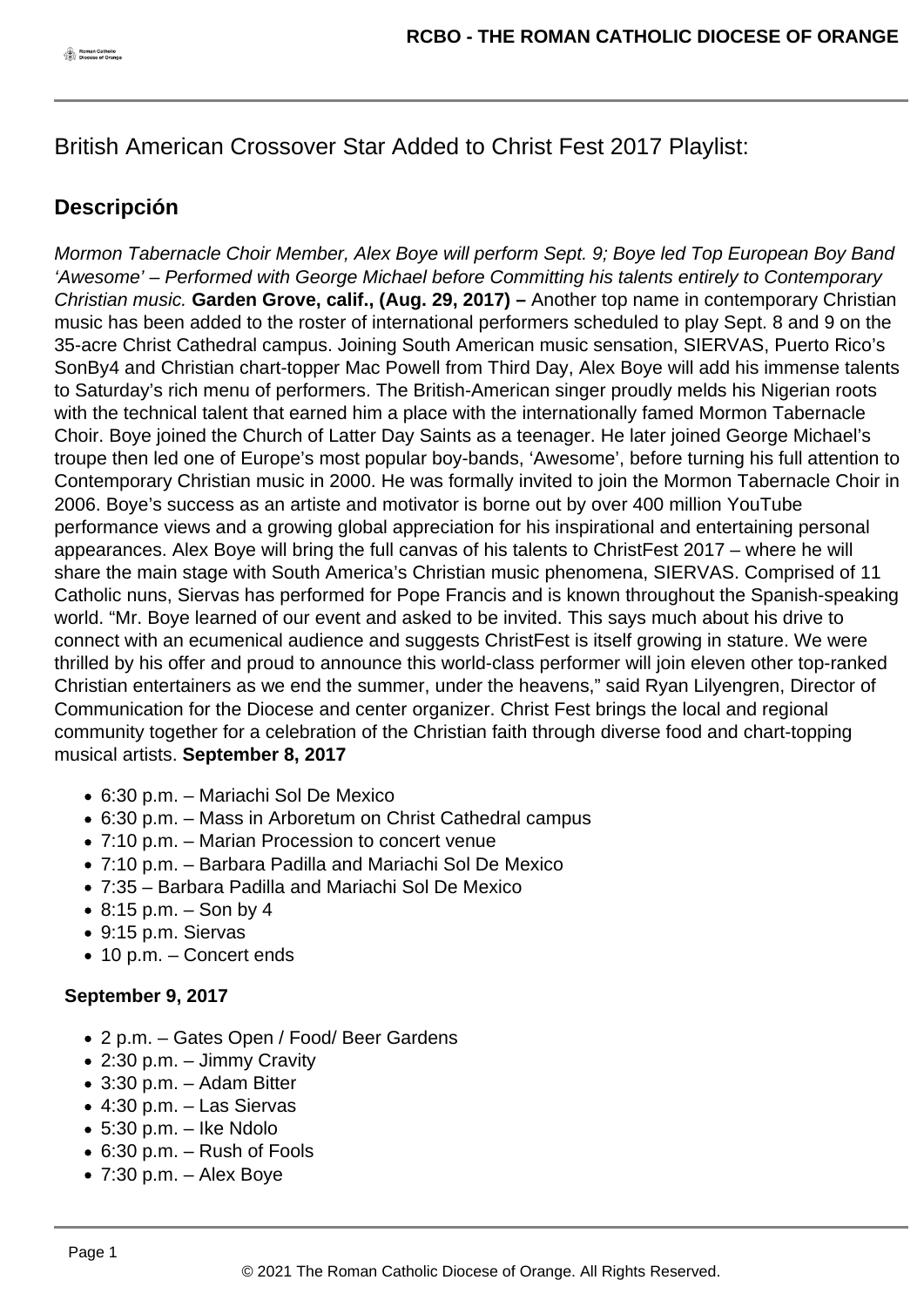British American Crossover Star Added to Christ Fest 2017 Playlist:

## Descripción

*Mormon Tabernacle Choir Member, Alex Boye will perform Sept. 9; Boye led Top European Boy Band 'Awesome' – Performed with George Michael before Committing his talents entirely to Contemporary Christian music.* **Garden Grove, calif., (Aug. 29, 2017) –** Another top name in contemporary Christian music has been added to the roster of international performers scheduled to play Sept. 8 and 9 on the 35-acre Christ Cathedral campus. Joining South American music sensation, SIERVAS, Puerto Rico's SonBy4 and Christian chart-topper Mac Powell from Third Day, Alex Boye will add his immense talents to Saturday's rich menu of performers. The British-American singer proudly melds his Nigerian roots with the technical talent that earned him a place with the internationally famed Mormon Tabernacle Choir. Boye joined the Church of Latter Day Saints as a teenager. He later joined George Michael's troupe then led one of Europe's most popular boy-bands, 'Awesome', before turning his full attention to Contemporary Christian music in 2000. He was formally invited to join the Mormon Tabernacle Choir in 2006. Boye's success as an artiste and motivator is borne out by over 400 million YouTube performance views and a growing global appreciation for his inspirational and entertaining personal appearances. Alex Boye will bring the full canvas of his talents to ChristFest 2017 – where he will share the main stage with South America's Christian music phenomena, SIERVAS. Comprised of 11 Catholic nuns, Siervas has performed for Pope Francis and is known throughout the Spanish-speaking world. "Mr. Boye learned of our event and asked to be invited. This says much about his drive to connect with an ecumenical audience and suggests ChristFest is itself growing in stature. We were thrilled by his offer and proud to announce this world-class performer will join eleven other top-ranked Christian entertainers as we end the summer, under the heavens," said Ryan Lilyengren, Director of Communication for the Diocese and center organizer. Christ Fest brings the local and regional community together for a celebration of the Christian faith through diverse food and chart-topping musical artists. **September 8, 2017**

- 6:30 p.m. – Mariachi Sol De Mexico
- 6:30 p.m. – Mass in Arboretum on Christ Cathedral campus
- 7:10 p.m. – Marian Procession to concert venue
- 7:10 p.m. – Barbara Padilla and Mariachi Sol De Mexico
- 7:35 – Barbara Padilla and Mariachi Sol De Mexico
- 8:15 p.m. – Son by 4
- 9:15 p.m. Siervas
- 10 p.m. – Concert ends

**September 9, 2017**

- 2 p.m. – Gates Open / Food/ Beer Gardens
- 2:30 p.m. – Jimmy Cravity
- 3:30 p.m. – Adam Bitter
- 4:30 p.m. – Las Siervas
- 5:30 p.m. – Ike Ndolo
- 6:30 p.m. – Rush of Fools
- 7:30 p.m. – Alex Boye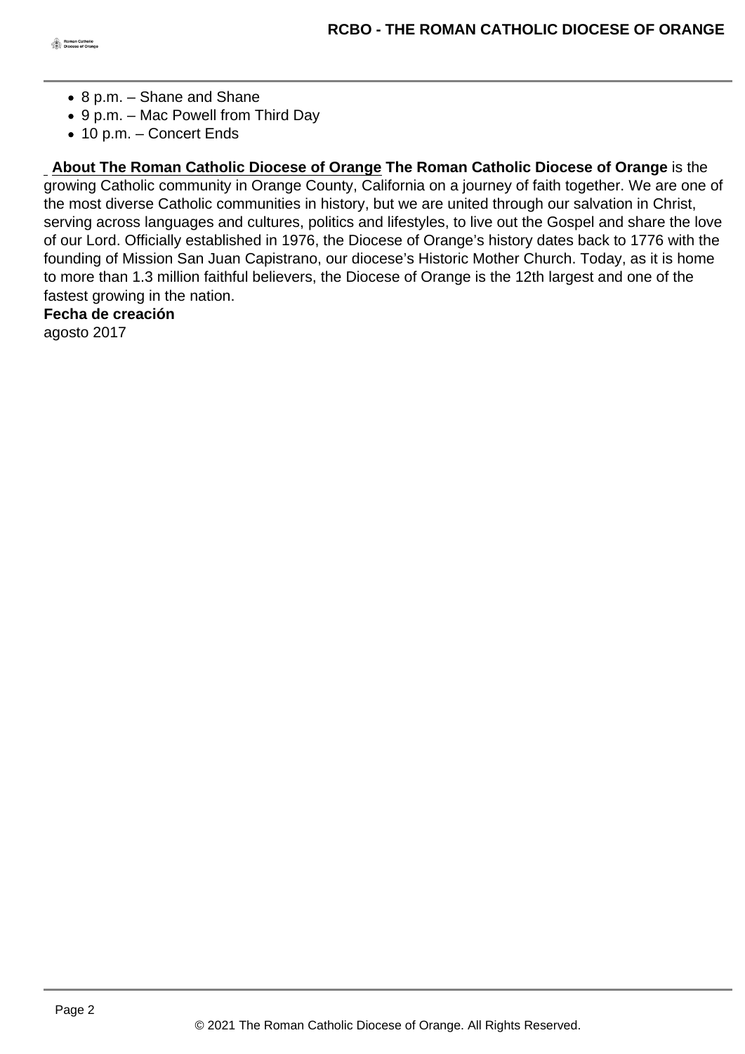- 8 p.m. – Shane and Shane
- 9 p.m. – Mac Powell from Third Day
- 10 p.m. – Concert Ends

**About The Roman Catholic Diocese of Orange** **The Roman Catholic Diocese of Orange** is the growing Catholic community in Orange County, California on a journey of faith together. We are one of the most diverse Catholic communities in history, but we are united through our salvation in Christ, serving across languages and cultures, politics and lifestyles, to live out the Gospel and share the love of our Lord. Officially established in 1976, the Diocese of Orange's history dates back to 1776 with the founding of Mission San Juan Capistrano, our diocese's Historic Mother Church. Today, as it is home to more than 1.3 million faithful believers, the Diocese of Orange is the 12th largest and one of the fastest growing in the nation.

**Fecha de creación**
agosto 2017